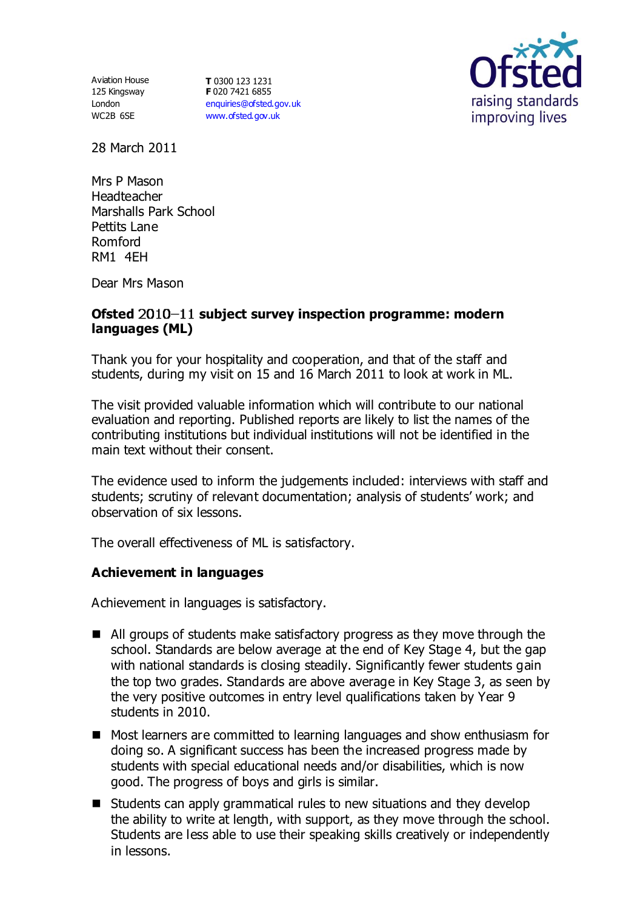Aviation House
125 Kingsway
London
WC2B 6SE

**T** 0300 123 1231
**F** 020 7421 6855
enquiries@ofsted.gov.uk
www.ofsted.gov.uk

Ofsted
raising standards
improving lives

28 March 2011

Mrs P Mason
Headteacher
Marshalls Park School
Pettits Lane
Romford
RM1 4EH

Dear Mrs Mason

**Ofsted 2010–11 subject survey inspection programme: modern languages (ML)**

Thank you for your hospitality and cooperation, and that of the staff and students, during my visit on 15 and 16 March 2011 to look at work in ML.

The visit provided valuable information which will contribute to our national evaluation and reporting. Published reports are likely to list the names of the contributing institutions but individual institutions will not be identified in the main text without their consent.

The evidence used to inform the judgements included: interviews with staff and students; scrutiny of relevant documentation; analysis of students' work; and observation of six lessons.

The overall effectiveness of ML is satisfactory.

### Achievement in languages

Achievement in languages is satisfactory.

- All groups of students make satisfactory progress as they move through the school. Standards are below average at the end of Key Stage 4, but the gap with national standards is closing steadily. Significantly fewer students gain the top two grades. Standards are above average in Key Stage 3, as seen by the very positive outcomes in entry level qualifications taken by Year 9 students in 2010.
- Most learners are committed to learning languages and show enthusiasm for doing so. A significant success has been the increased progress made by students with special educational needs and/or disabilities, which is now good. The progress of boys and girls is similar.
- Students can apply grammatical rules to new situations and they develop the ability to write at length, with support, as they move through the school. Students are less able to use their speaking skills creatively or independently in lessons.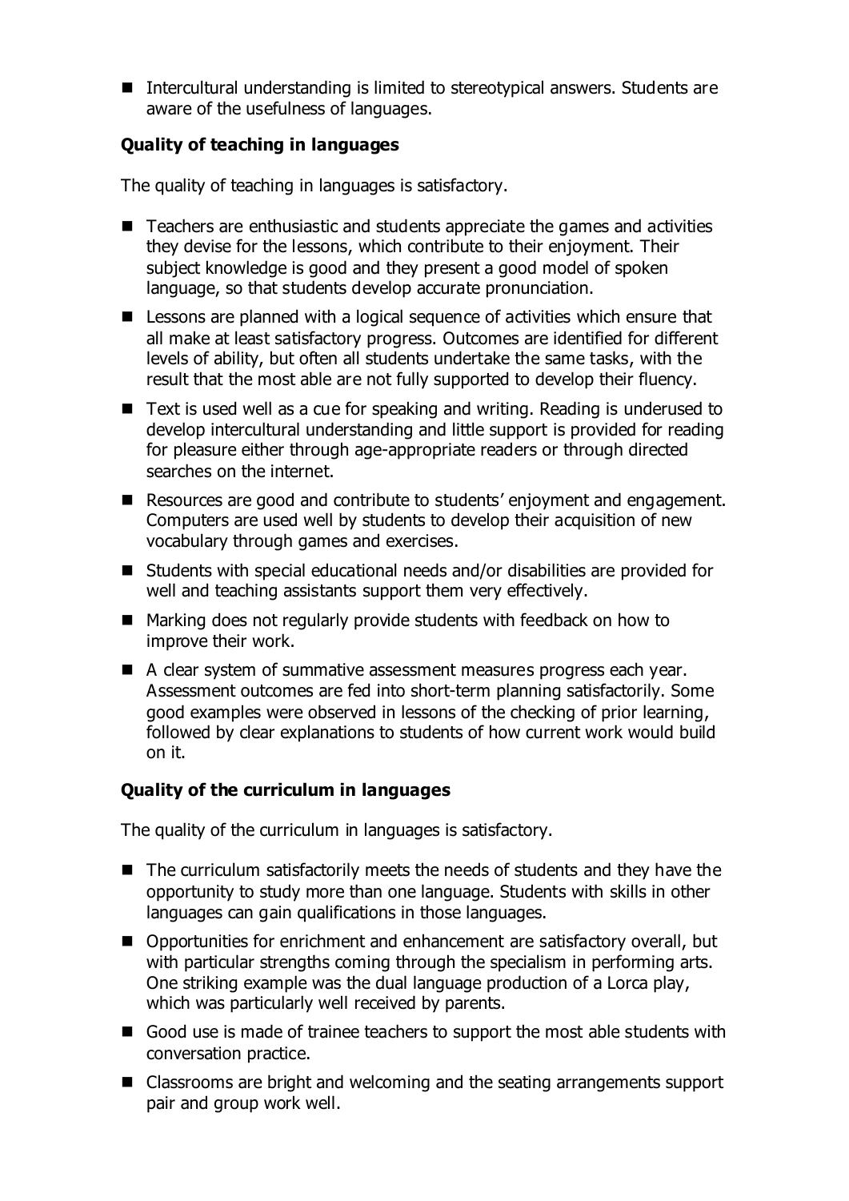- Intercultural understanding is limited to stereotypical answers. Students are aware of the usefulness of languages.

### Quality of teaching in languages

The quality of teaching in languages is satisfactory.

- Teachers are enthusiastic and students appreciate the games and activities they devise for the lessons, which contribute to their enjoyment. Their subject knowledge is good and they present a good model of spoken language, so that students develop accurate pronunciation.
- Lessons are planned with a logical sequence of activities which ensure that all make at least satisfactory progress. Outcomes are identified for different levels of ability, but often all students undertake the same tasks, with the result that the most able are not fully supported to develop their fluency.
- Text is used well as a cue for speaking and writing. Reading is underused to develop intercultural understanding and little support is provided for reading for pleasure either through age-appropriate readers or through directed searches on the internet.
- Resources are good and contribute to students' enjoyment and engagement. Computers are used well by students to develop their acquisition of new vocabulary through games and exercises.
- Students with special educational needs and/or disabilities are provided for well and teaching assistants support them very effectively.
- Marking does not regularly provide students with feedback on how to improve their work.
- A clear system of summative assessment measures progress each year. Assessment outcomes are fed into short-term planning satisfactorily. Some good examples were observed in lessons of the checking of prior learning, followed by clear explanations to students of how current work would build on it.

### Quality of the curriculum in languages

The quality of the curriculum in languages is satisfactory.

- The curriculum satisfactorily meets the needs of students and they have the opportunity to study more than one language. Students with skills in other languages can gain qualifications in those languages.
- Opportunities for enrichment and enhancement are satisfactory overall, but with particular strengths coming through the specialism in performing arts. One striking example was the dual language production of a Lorca play, which was particularly well received by parents.
- Good use is made of trainee teachers to support the most able students with conversation practice.
- Classrooms are bright and welcoming and the seating arrangements support pair and group work well.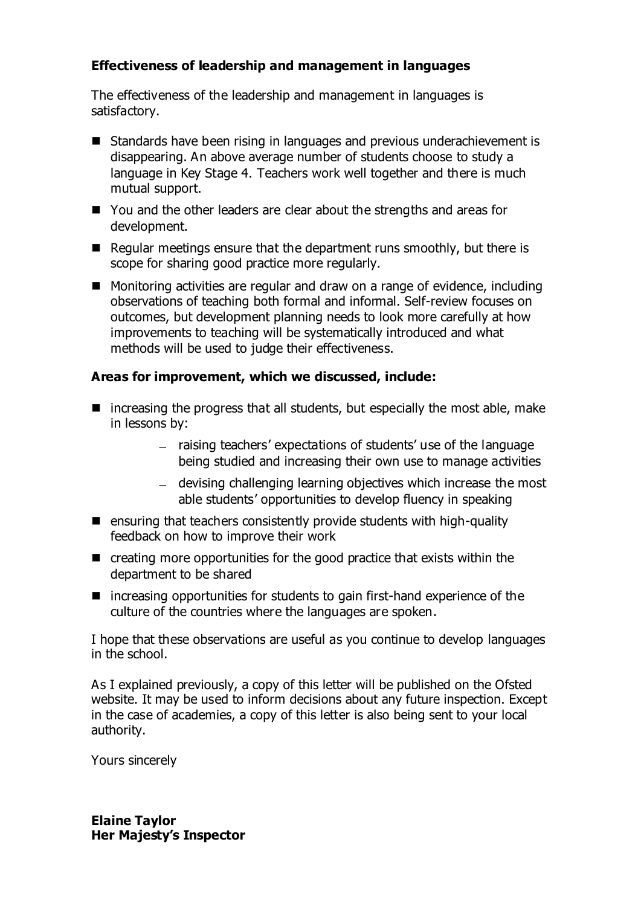**Effectiveness of leadership and management in languages**

The effectiveness of the leadership and management in languages is satisfactory.

- Standards have been rising in languages and previous underachievement is disappearing. An above average number of students choose to study a language in Key Stage 4. Teachers work well together and there is much mutual support.
- You and the other leaders are clear about the strengths and areas for development.
- Regular meetings ensure that the department runs smoothly, but there is scope for sharing good practice more regularly.
- Monitoring activities are regular and draw on a range of evidence, including observations of teaching both formal and informal. Self-review focuses on outcomes, but development planning needs to look more carefully at how improvements to teaching will be systematically introduced and what methods will be used to judge their effectiveness.

**Areas for improvement, which we discussed, include:**

- increasing the progress that all students, but especially the most able, make in lessons by:
  - raising teachers' expectations of students' use of the language being studied and increasing their own use to manage activities
  - devising challenging learning objectives which increase the most able students' opportunities to develop fluency in speaking
- ensuring that teachers consistently provide students with high-quality feedback on how to improve their work
- creating more opportunities for the good practice that exists within the department to be shared
- increasing opportunities for students to gain first-hand experience of the culture of the countries where the languages are spoken.

I hope that these observations are useful as you continue to develop languages in the school.

As I explained previously, a copy of this letter will be published on the Ofsted website. It may be used to inform decisions about any future inspection. Except in the case of academies, a copy of this letter is also being sent to your local authority.

Yours sincerely

**Elaine Taylor**
**Her Majesty's Inspector**